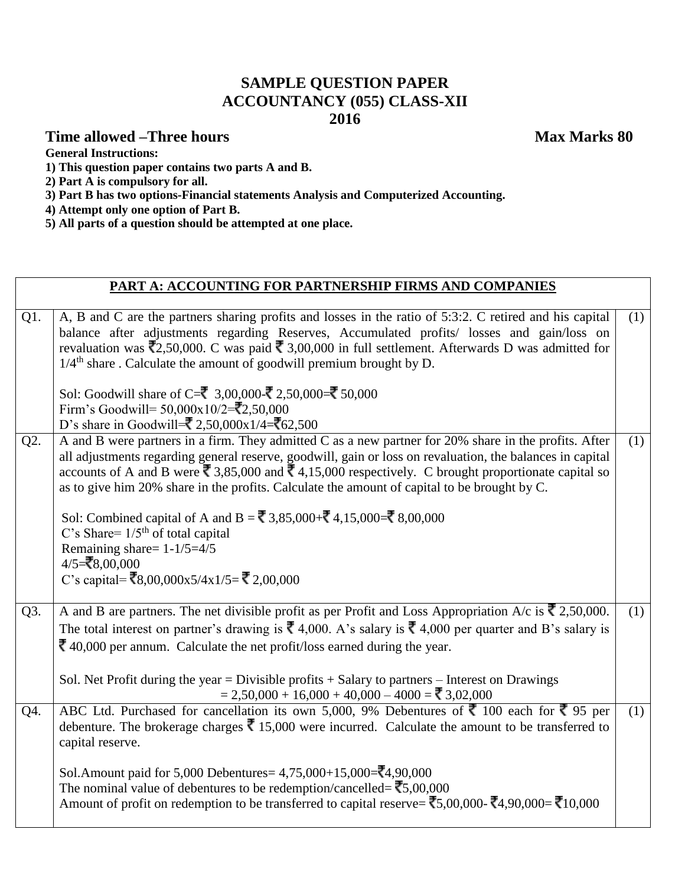# SAMPLE QUESTION PAPER
## ACCOUNTANCY (055) CLASS-XII
## 2016

**Time allowed –Three hours** **Max Marks 80**

**General Instructions:**

**1) This question paper contains two parts A and B.**
**2) Part A is compulsory for all.**
**3) Part B has two options-Financial statements Analysis and Computerized Accounting.**
**4) Attempt only one option of Part B.**
**5) All parts of a question should be attempted at one place.**

| PART A: ACCOUNTING FOR PARTNERSHIP FIRMS AND COMPANIES | | |
|---|---|---|
| Q1. | A, B and C are the partners sharing profits and losses in the ratio of 5:3:2. C retired and his capital balance after adjustments regarding Reserves, Accumulated profits/ losses and gain/loss on revaluation was ₹2,50,000. C was paid ₹ 3,00,000 in full settlement. Afterwards D was admitted for 1/4th share . Calculate the amount of goodwill premium brought by D.<br><br>Sol: Goodwill share of C=₹ 3,00,000-₹ 2,50,000=₹ 50,000<br>Firm's Goodwill= 50,000x10/2=₹2,50,000<br>D's share in Goodwill=₹ 2,50,000x1/4=₹62,500 | (1) |
| Q2. | A and B were partners in a firm. They admitted C as a new partner for 20% share in the profits. After all adjustments regarding general reserve, goodwill, gain or loss on revaluation, the balances in capital accounts of A and B were ₹ 3,85,000 and ₹ 4,15,000 respectively. C brought proportionate capital so as to give him 20% share in the profits. Calculate the amount of capital to be brought by C.<br><br>Sol: Combined capital of A and B = ₹ 3,85,000+₹ 4,15,000=₹ 8,00,000<br>C's Share= 1/5th of total capital<br>Remaining share= 1-1/5=4/5<br>4/5=₹8,00,000<br>C's capital= ₹8,00,000x5/4x1/5= ₹ 2,00,000 | (1) |
| Q3. | A and B are partners. The net divisible profit as per Profit and Loss Appropriation A/c is ₹ 2,50,000. The total interest on partner's drawing is ₹ 4,000. A's salary is ₹ 4,000 per quarter and B's salary is ₹ 40,000 per annum. Calculate the net profit/loss earned during the year.<br><br>Sol. Net Profit during the year = Divisible profits + Salary to partners – Interest on Drawings<br>= 2,50,000 + 16,000 + 40,000 – 4000 = ₹ 3,02,000 | (1) |
| Q4. | ABC Ltd. Purchased for cancellation its own 5,000, 9% Debentures of ₹ 100 each for ₹ 95 per debenture. The brokerage charges ₹ 15,000 were incurred. Calculate the amount to be transferred to capital reserve.<br><br>Sol.Amount paid for 5,000 Debentures= 4,75,000+15,000=₹4,90,000<br>The nominal value of debentures to be redemption/cancelled= ₹5,00,000<br>Amount of profit on redemption to be transferred to capital reserve= ₹5,00,000- ₹4,90,000= ₹10,000 | (1) |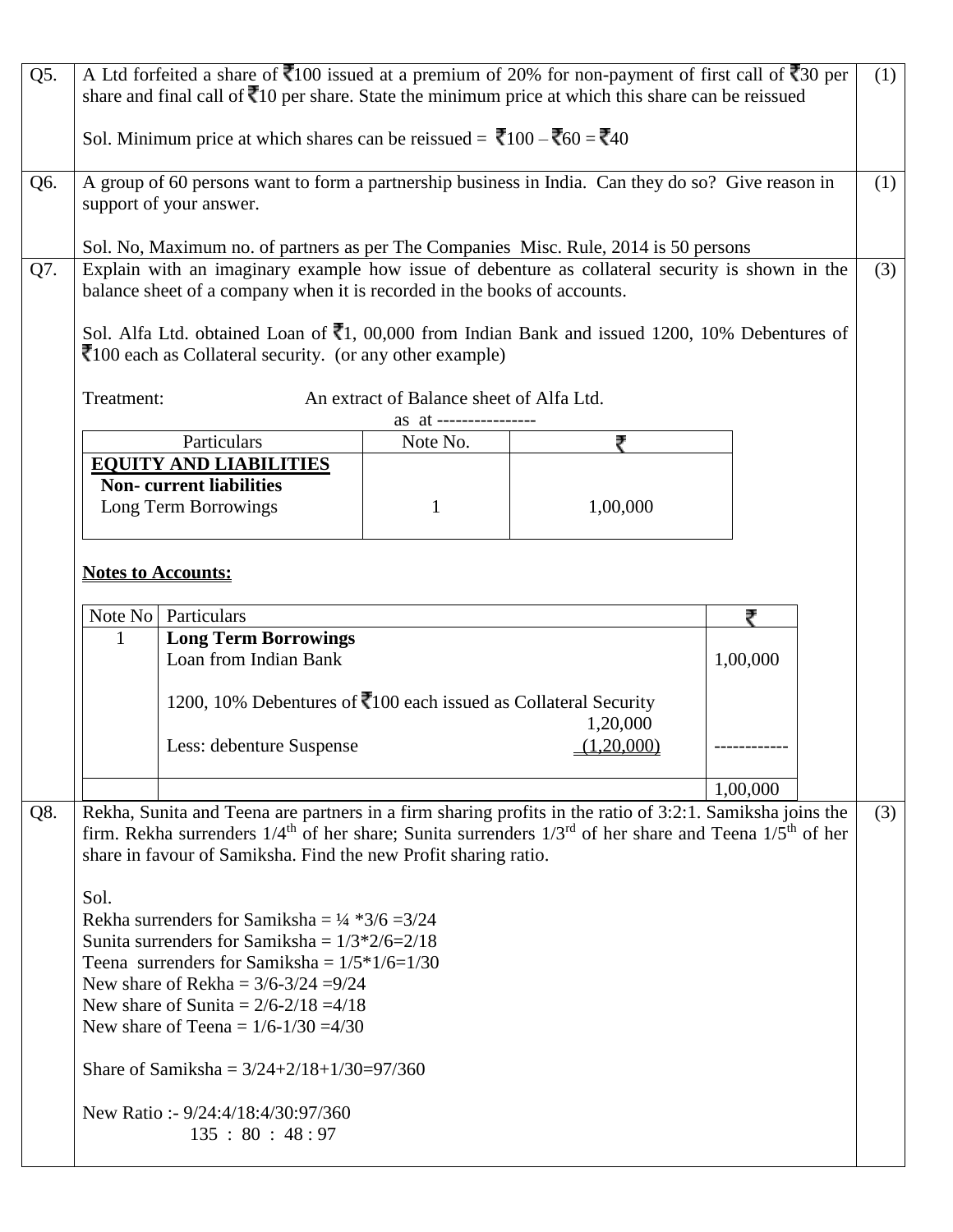| | | |
|---|---|---|
| Q5. | A Ltd forfeited a share of ₹100 issued at a premium of 20% for non-payment of first call of ₹30 per share and final call of ₹10 per share. State the minimum price at which this share can be reissued<br><br>Sol. Minimum price at which shares can be reissued = ₹100 – ₹60 = ₹40 | (1) |
| Q6. | A group of 60 persons want to form a partnership business in India. Can they do so? Give reason in support of your answer.<br><br>Sol. No, Maximum no. of partners as per The Companies Misc. Rule, 2014 is 50 persons | (1) |
| Q7. | Explain with an imaginary example how issue of debenture as collateral security is shown in the balance sheet of a company when it is recorded in the books of accounts. | (3) |

Sol. Alfa Ltd. obtained Loan of ₹1, 00,000 from Indian Bank and issued 1200, 10% Debentures of ₹100 each as Collateral security. (or any other example)

Treatment: An extract of Balance sheet of Alfa Ltd.
as at ----------------

| Particulars | Note No. | ₹ |
|---|---|---|
| **EQUITY AND LIABILITIES** | | |
| **Non- current liabilities** | | |
| Long Term Borrowings | 1 | 1,00,000 |

**Notes to Accounts:**

| Note No | Particulars | | ₹ |
|---|---|---|---|
| 1 | **Long Term Borrowings** | | |
| | Loan from Indian Bank | | 1,00,000 |
| | 1200, 10% Debentures of ₹100 each issued as Collateral Security | 1,20,000 | |
| | Less: debenture Suspense | (1,20,000) | ------------ |
| | | | 1,00,000 |

**Q8.** Rekha, Sunita and Teena are partners in a firm sharing profits in the ratio of 3:2:1. Samiksha joins the firm. Rekha surrenders $1/4^{th}$ of her share; Sunita surrenders $1/3^{rd}$ of her share and Teena $1/5^{th}$ of her share in favour of Samiksha. Find the new Profit sharing ratio. (3)

Sol.
Rekha surrenders for Samiksha = ¼ *3/6 =3/24
Sunita surrenders for Samiksha = 1/3*2/6=2/18
Teena surrenders for Samiksha = 1/5*1/6=1/30
New share of Rekha = 3/6-3/24 =9/24
New share of Sunita = 2/6-2/18 =4/18
New share of Teena = 1/6-1/30 =4/30

Share of Samiksha = 3/24+2/18+1/30=97/360

New Ratio :- 9/24:4/18:4/30:97/360
135 : 80 : 48 : 97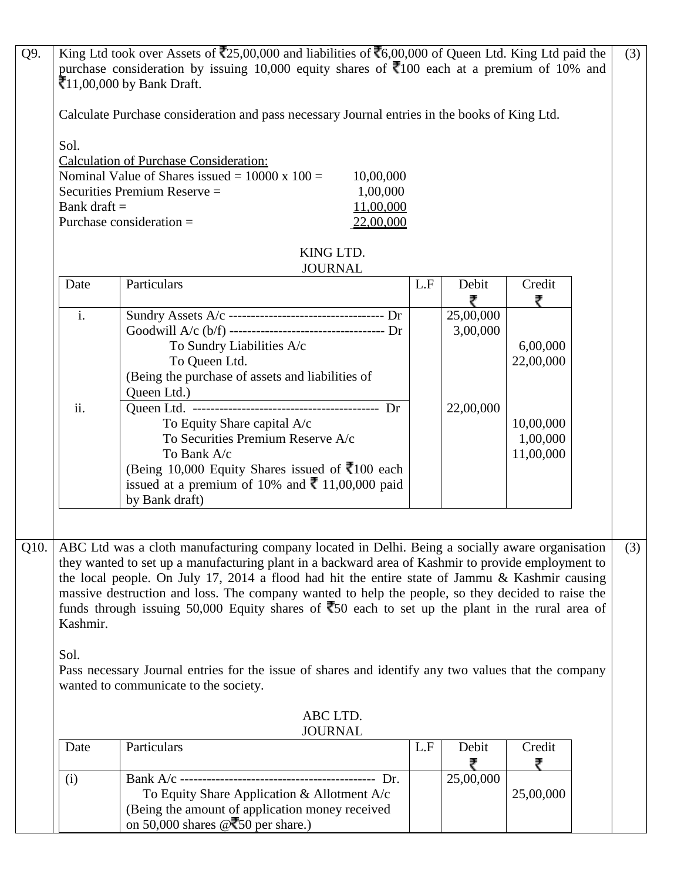**Q9.** King Ltd took over Assets of ₹25,00,000 and liabilities of ₹6,00,000 of Queen Ltd. King Ltd paid the purchase consideration by issuing 10,000 equity shares of ₹100 each at a premium of 10% and ₹11,00,000 by Bank Draft. **(3)**

Calculate Purchase consideration and pass necessary Journal entries in the books of King Ltd.

Sol.

Calculation of Purchase Consideration:

| | |
|---|---|
| Nominal Value of Shares issued = 10000 x 100 = | 10,00,000 |
| Securities Premium Reserve = | 1,00,000 |
| Bank draft = | 11,00,000 |
| Purchase consideration = | 22,00,000 |

KING LTD.
JOURNAL

| Date | Particulars | L.F | Debit ₹ | Credit ₹ |
|---|---|---|---|---|
| i. | Sundry Assets A/c ----------------------------------- Dr<br>Goodwill A/c (b/f) ----------------------------------- Dr<br>To Sundry Liabilities A/c<br>To Queen Ltd.<br>(Being the purchase of assets and liabilities of Queen Ltd.) | | 25,00,000<br>3,00,000 | <br><br>6,00,000<br>22,00,000 |
| ii. | Queen Ltd. ----------------------------------------- Dr<br>To Equity Share capital A/c<br>To Securities Premium Reserve A/c<br>To Bank A/c<br>(Being 10,000 Equity Shares issued of ₹100 each issued at a premium of 10% and ₹ 11,00,000 paid by Bank draft) | | 22,00,000 | <br>10,00,000<br>1,00,000<br>11,00,000 |

**Q10.** ABC Ltd was a cloth manufacturing company located in Delhi. Being a socially aware organisation they wanted to set up a manufacturing plant in a backward area of Kashmir to provide employment to the local people. On July 17, 2014 a flood had hit the entire state of Jammu & Kashmir causing massive destruction and loss. The company wanted to help the people, so they decided to raise the funds through issuing 50,000 Equity shares of ₹50 each to set up the plant in the rural area of Kashmir. **(3)**

Sol.

Pass necessary Journal entries for the issue of shares and identify any two values that the company wanted to communicate to the society.

ABC LTD.
JOURNAL

| Date | Particulars | L.F | Debit ₹ | Credit ₹ |
|---|---|---|---|---|
| (i) | Bank A/c -------------------------------------------- Dr.<br>To Equity Share Application & Allotment A/c<br>(Being the amount of application money received on 50,000 shares @₹50 per share.) | | 25,00,000 | <br>25,00,000 |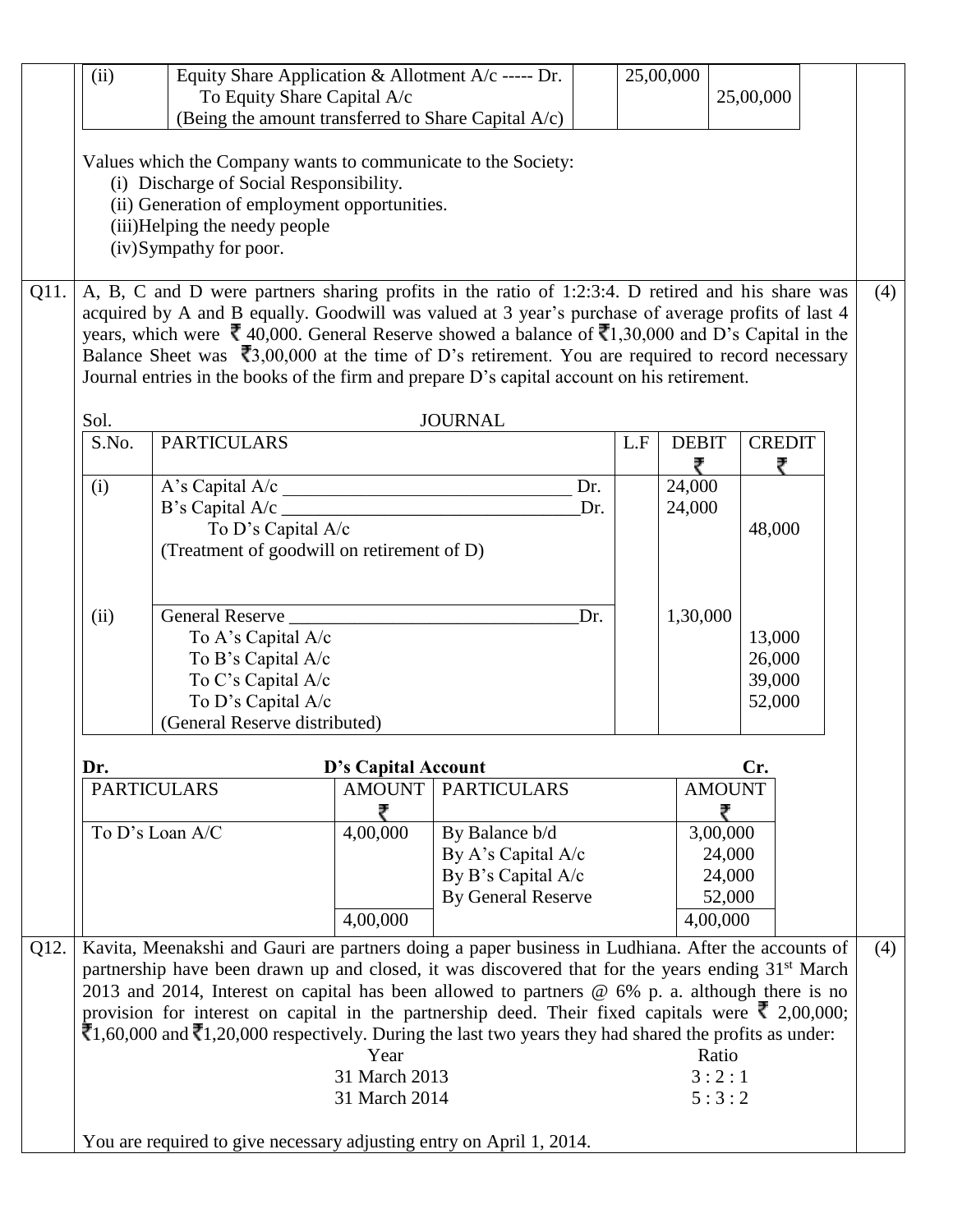| (ii) | Equity Share Application & Allotment A/c ----- Dr.<br>To Equity Share Capital A/c<br>(Being the amount transferred to Share Capital A/c) | | 25,00,000 | 25,00,000 |
|---|---|---|---|---|

Values which the Company wants to communicate to the Society:

(i) Discharge of Social Responsibility.
(ii) Generation of employment opportunities.
(iii) Helping the needy people
(iv) Sympathy for poor.

**Q11.** A, B, C and D were partners sharing profits in the ratio of 1:2:3:4. D retired and his share was acquired by A and B equally. Goodwill was valued at 3 year's purchase of average profits of last 4 years, which were ₹ 40,000. General Reserve showed a balance of ₹1,30,000 and D's Capital in the Balance Sheet was ₹3,00,000 at the time of D's retirement. You are required to record necessary Journal entries in the books of the firm and prepare D's capital account on his retirement. **(4)**

Sol. **JOURNAL**

| S.No. | PARTICULARS | L.F | DEBIT ₹ | CREDIT ₹ |
|---|---|---|---|---|
| (i) | A's Capital A/c ____________ Dr.<br>B's Capital A/c ____________ Dr.<br>To D's Capital A/c<br>(Treatment of goodwill on retirement of D) | | 24,000<br>24,000 | <br><br>48,000 |
| (ii) | General Reserve ____________ Dr.<br>To A's Capital A/c<br>To B's Capital A/c<br>To C's Capital A/c<br>To D's Capital A/c<br>(General Reserve distributed) | | 1,30,000 | <br>13,000<br>26,000<br>39,000<br>52,000 |

**Dr. D's Capital Account Cr.**

| PARTICULARS | AMOUNT ₹ | PARTICULARS | AMOUNT ₹ |
|---|---|---|---|
| To D's Loan A/C | 4,00,000 | By Balance b/d<br>By A's Capital A/c<br>By B's Capital A/c<br>By General Reserve | 3,00,000<br>24,000<br>24,000<br>52,000 |
| | 4,00,000 | | 4,00,000 |

**Q12.** Kavita, Meenakshi and Gauri are partners doing a paper business in Ludhiana. After the accounts of partnership have been drawn up and closed, it was discovered that for the years ending 31st March 2013 and 2014, Interest on capital has been allowed to partners @ 6% p. a. although there is no provision for interest on capital in the partnership deed. Their fixed capitals were ₹ 2,00,000; ₹1,60,000 and ₹1,20,000 respectively. During the last two years they had shared the profits as under: **(4)**

| Year | Ratio |
|---|---|
| 31 March 2013 | 3 : 2 : 1 |
| 31 March 2014 | 5 : 3 : 2 |

You are required to give necessary adjusting entry on April 1, 2014.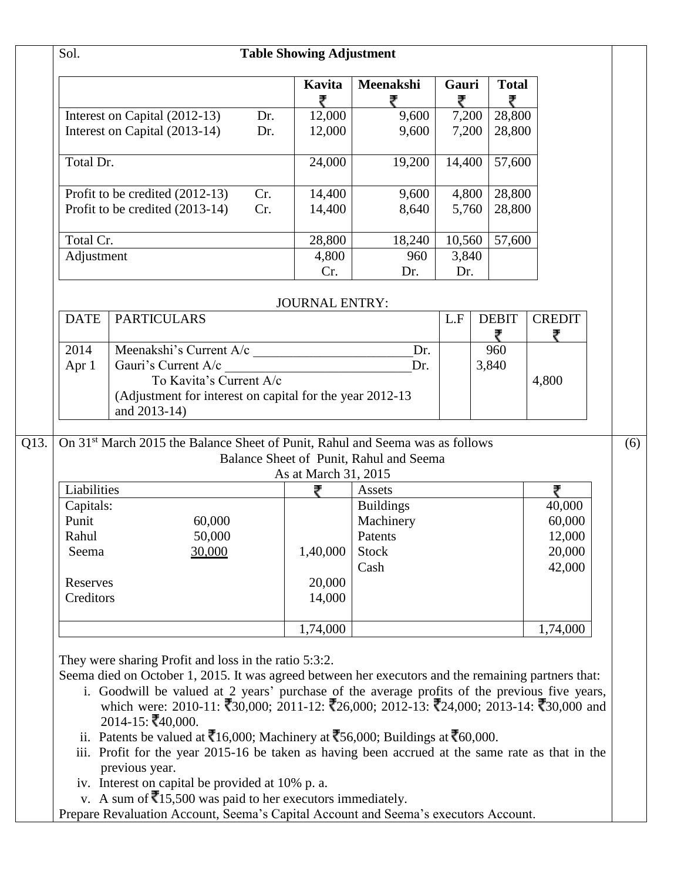Sol. **Table Showing Adjustment**

| | | Kavita ₹ | Meenakshi ₹ | Gauri ₹ | Total ₹ |
|---|---|---|---|---|---|
| Interest on Capital (2012-13) | Dr. | 12,000 | 9,600 | 7,200 | 28,800 |
| Interest on Capital (2013-14) | Dr. | 12,000 | 9,600 | 7,200 | 28,800 |
| Total Dr. | | 24,000 | 19,200 | 14,400 | 57,600 |
| Profit to be credited (2012-13) | Cr. | 14,400 | 9,600 | 4,800 | 28,800 |
| Profit to be credited (2013-14) | Cr. | 14,400 | 8,640 | 5,760 | 28,800 |
| Total Cr. | | 28,800 | 18,240 | 10,560 | 57,600 |
| Adjustment | | 4,800 Cr. | 960 Dr. | 3,840 Dr. | |

JOURNAL ENTRY:

| DATE | PARTICULARS | L.F | DEBIT ₹ | CREDIT ₹ |
|---|---|---|---|---|
| 2014 Apr 1 | Meenakshi's Current A/c ______ Dr. | | 960 | |
| | Gauri's Current A/c ______ Dr. | | 3,840 | |
| | To Kavita's Current A/c | | | 4,800 |
| | (Adjustment for interest on capital for the year 2012-13 and 2013-14) | | | |

**Q13.** On 31st March 2015 the Balance Sheet of Punit, Rahul and Seema was as follows **(6)**

Balance Sheet of Punit, Rahul and Seema
As at March 31, 2015

| Liabilities | | ₹ | Assets | ₹ |
|---|---|---|---|---|
| Capitals: | | | Buildings | 40,000 |
| Punit | 60,000 | | Machinery | 60,000 |
| Rahul | 50,000 | | Patents | 12,000 |
| Seema | 30,000 | 1,40,000 | Stock | 20,000 |
| | | | Cash | 42,000 |
| Reserves | | 20,000 | | |
| Creditors | | 14,000 | | |
| | | 1,74,000 | | 1,74,000 |

They were sharing Profit and loss in the ratio 5:3:2.

Seema died on October 1, 2015. It was agreed between her executors and the remaining partners that:

i. Goodwill be valued at 2 years' purchase of the average profits of the previous five years, which were: 2010-11: ₹30,000; 2011-12: ₹26,000; 2012-13: ₹24,000; 2013-14: ₹30,000 and 2014-15: ₹40,000.

ii. Patents be valued at ₹16,000; Machinery at ₹56,000; Buildings at ₹60,000.

iii. Profit for the year 2015-16 be taken as having been accrued at the same rate as that in the previous year.

iv. Interest on capital be provided at 10% p. a.

v. A sum of ₹15,500 was paid to her executors immediately.

Prepare Revaluation Account, Seema's Capital Account and Seema's executors Account.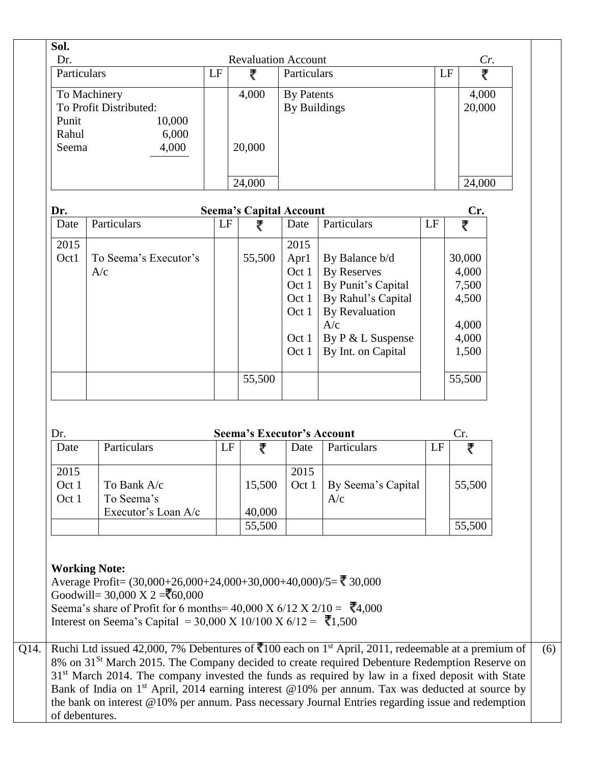**Sol.**

**Revaluation Account**

| Dr. Particulars | LF | ₹ | Particulars | LF | Cr. ₹ |
|---|---|---|---|---|---|
| To Machinery | | 4,000 | By Patents | | 4,000 |
| To Profit Distributed: | | | By Buildings | | 20,000 |
| Punit 10,000 | | | | | |
| Rahul 6,000 | | | | | |
| Seema 4,000 | | 20,000 | | | |
| | | 24,000 | | | 24,000 |

**Seema's Capital Account**

| Dr. Date | Particulars | LF | ₹ | Date | Particulars | LF | Cr. ₹ |
|---|---|---|---|---|---|---|---|
| 2015 | | | | 2015 | | | |
| Oct1 | To Seema's Executor's A/c | | 55,500 | Apr1 | By Balance b/d | | 30,000 |
| | | | | Oct 1 | By Reserves | | 4,000 |
| | | | | Oct 1 | By Punit's Capital | | 7,500 |
| | | | | Oct 1 | By Rahul's Capital | | 4,500 |
| | | | | Oct 1 | By Revaluation A/c | | 4,000 |
| | | | | Oct 1 | By P & L Suspense | | 4,000 |
| | | | | Oct 1 | By Int. on Capital | | 1,500 |
| | | | 55,500 | | | | 55,500 |

**Seema's Executor's Account**

| Dr. Date | Particulars | LF | ₹ | Date | Particulars | LF | Cr. ₹ |
|---|---|---|---|---|---|---|---|
| 2015 | | | | 2015 | | | |
| Oct 1 | To Bank A/c | | 15,500 | Oct 1 | By Seema's Capital A/c | | 55,500 |
| Oct 1 | To Seema's Executor's Loan A/c | | 40,000 | | | | |
| | | | 55,500 | | | | 55,500 |

**Working Note:**

Average Profit= (30,000+26,000+24,000+30,000+40,000)/5= ₹ 30,000

Goodwill= 30,000 X 2 =₹60,000

Seema's share of Profit for 6 months= 40,000 X 6/12 X 2/10 = ₹4,000

Interest on Seema's Capital = 30,000 X 10/100 X 6/12 = ₹1,500

**Q14.** Ruchi Ltd issued 42,000, 7% Debentures of ₹100 each on 1st April, 2011, redeemable at a premium of 8% on 31St March 2015. The Company decided to create required Debenture Redemption Reserve on 31st March 2014. The company invested the funds as required by law in a fixed deposit with State Bank of India on 1st April, 2014 earning interest @10% per annum. Tax was deducted at source by the bank on interest @10% per annum. Pass necessary Journal Entries regarding issue and redemption of debentures. (6)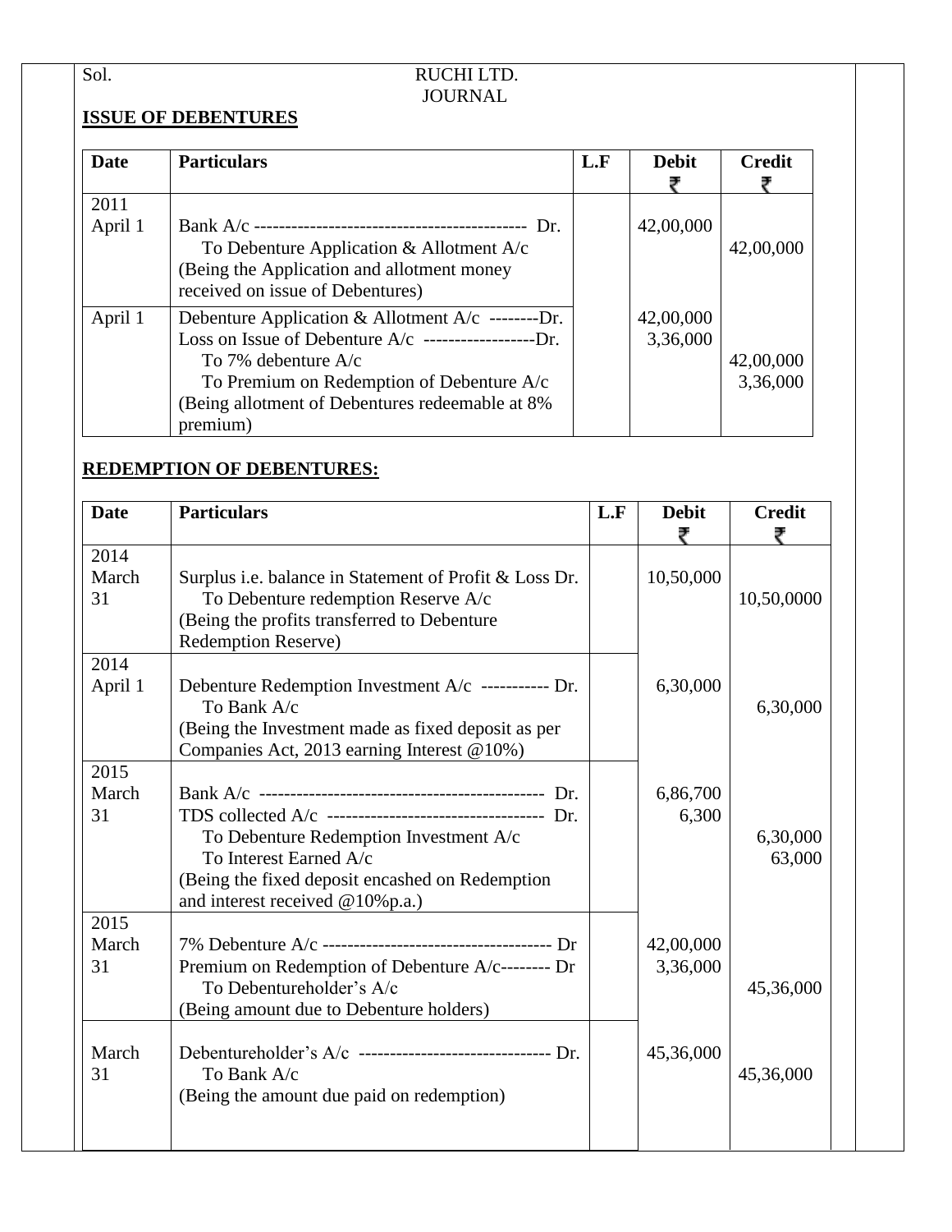Sol. RUCHI LTD.

JOURNAL

**ISSUE OF DEBENTURES**

| Date | Particulars | L.F | Debit ₹ | Credit ₹ |
|---|---|---|---|---|
| 2011 April 1 | Bank A/c -------------------------------------------- Dr.<br>To Debenture Application & Allotment A/c<br>(Being the Application and allotment money received on issue of Debentures) | | 42,00,000 | 42,00,000 |
| April 1 | Debenture Application & Allotment A/c --------Dr.<br>Loss on Issue of Debenture A/c ------------------Dr.<br>To 7% debenture A/c<br>To Premium on Redemption of Debenture A/c<br>(Being allotment of Debentures redeemable at 8% premium) | | 42,00,000<br>3,36,000 | 42,00,000<br>3,36,000 |

**REDEMPTION OF DEBENTURES:**

| Date | Particulars | L.F | Debit ₹ | Credit ₹ |
|---|---|---|---|---|
| 2014 March 31 | Surplus i.e. balance in Statement of Profit & Loss Dr.<br>To Debenture redemption Reserve A/c<br>(Being the profits transferred to Debenture Redemption Reserve) | | 10,50,000 | 10,50,0000 |
| 2014 April 1 | Debenture Redemption Investment A/c ----------- Dr.<br>To Bank A/c<br>(Being the Investment made as fixed deposit as per Companies Act, 2013 earning Interest @10%) | | 6,30,000 | 6,30,000 |
| 2015 March 31 | Bank A/c --------------------------------------------- Dr.<br>TDS collected A/c ----------------------------------- Dr.<br>To Debenture Redemption Investment A/c<br>To Interest Earned A/c<br>(Being the fixed deposit encashed on Redemption and interest received @10%p.a.) | | 6,86,700<br>6,300 | 6,30,000<br>63,000 |
| 2015 March 31 | 7% Debenture A/c ------------------------------------- Dr<br>Premium on Redemption of Debenture A/c-------- Dr<br>To Debentureholder's A/c<br>(Being amount due to Debenture holders) | | 42,00,000<br>3,36,000 | 45,36,000 |
| March 31 | Debentureholder's A/c ------------------------------- Dr.<br>To Bank A/c<br>(Being the amount due paid on redemption) | | 45,36,000 | 45,36,000 |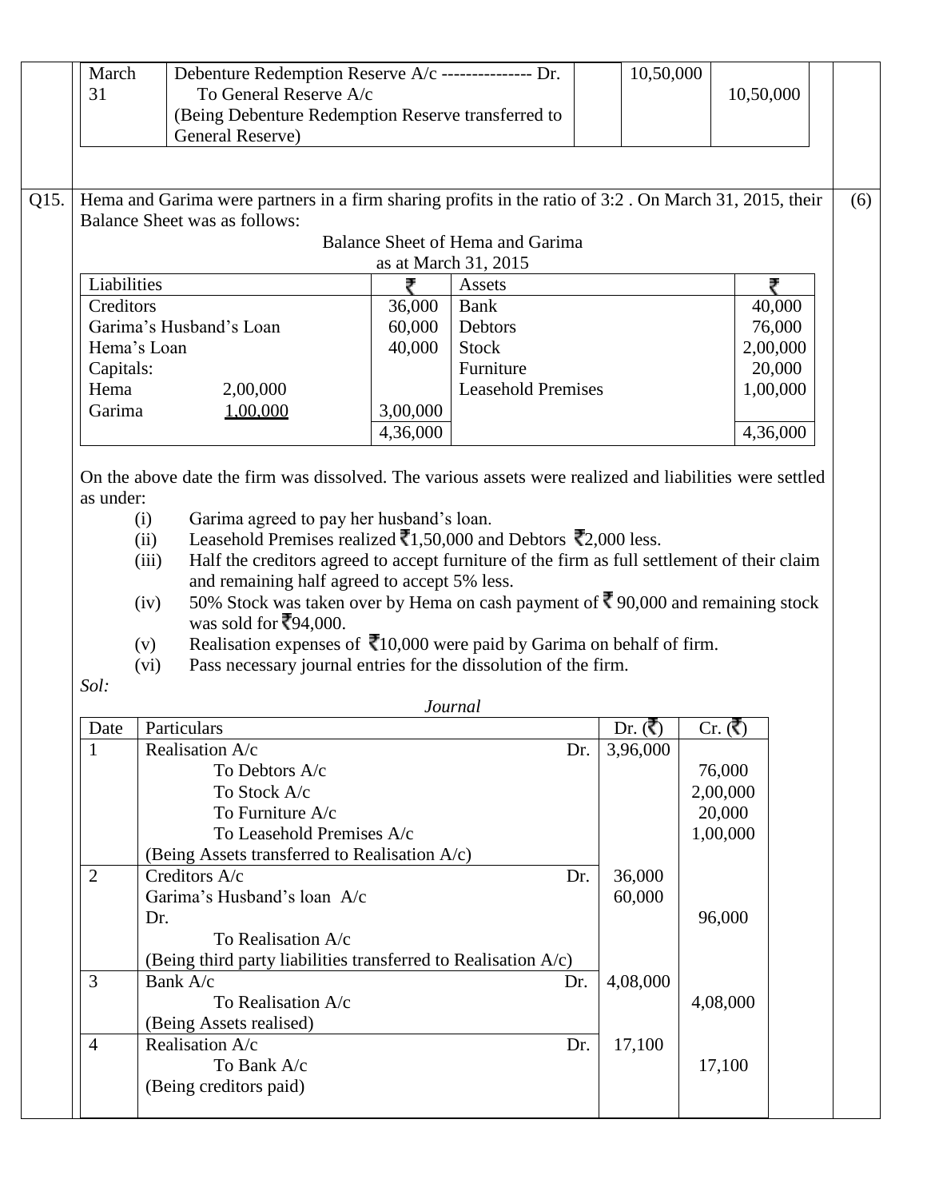| | | | |
|---|---|---|---|
| March 31 | Debenture Redemption Reserve A/c --------------- Dr.<br>To General Reserve A/c<br>(Being Debenture Redemption Reserve transferred to General Reserve) | 10,50,000 | 10,50,000 |

**Q15.** Hema and Garima were partners in a firm sharing profits in the ratio of 3:2 . On March 31, 2015, their Balance Sheet was as follows: **(6)**

Balance Sheet of Hema and Garima
as at March 31, 2015

| Liabilities | ₹ | Assets | ₹ |
|---|---|---|---|
| Creditors | 36,000 | Bank | 40,000 |
| Garima's Husband's Loan | 60,000 | Debtors | 76,000 |
| Hema's Loan | 40,000 | Stock | 2,00,000 |
| Capitals: | | Furniture | 20,000 |
| Hema 2,00,000 | | Leasehold Premises | 1,00,000 |
| Garima 1,00,000 | 3,00,000 | | |
| | 4,36,000 | | 4,36,000 |

On the above date the firm was dissolved. The various assets were realized and liabilities were settled as under:

(i) Garima agreed to pay her husband's loan.

(ii) Leasehold Premises realized ₹1,50,000 and Debtors ₹2,000 less.

(iii) Half the creditors agreed to accept furniture of the firm as full settlement of their claim and remaining half agreed to accept 5% less.

(iv) 50% Stock was taken over by Hema on cash payment of ₹ 90,000 and remaining stock was sold for ₹94,000.

(v) Realisation expenses of ₹10,000 were paid by Garima on behalf of firm.

(vi) Pass necessary journal entries for the dissolution of the firm.

*Sol:*

*Journal*

| Date | Particulars | Dr. (₹) | Cr. (₹) |
|---|---|---|---|
| 1 | Realisation A/c Dr.<br>To Debtors A/c<br>To Stock A/c<br>To Furniture A/c<br>To Leasehold Premises A/c<br>(Being Assets transferred to Realisation A/c) | 3,96,000 | <br>76,000<br>2,00,000<br>20,000<br>1,00,000 |
| 2 | Creditors A/c Dr.<br>Garima's Husband's loan A/c Dr.<br>To Realisation A/c<br>(Being third party liabilities transferred to Realisation A/c) | 36,000<br>60,000 | <br><br>96,000 |
| 3 | Bank A/c Dr.<br>To Realisation A/c<br>(Being Assets realised) | 4,08,000 | <br>4,08,000 |
| 4 | Realisation A/c Dr.<br>To Bank A/c<br>(Being creditors paid) | 17,100 | <br>17,100 |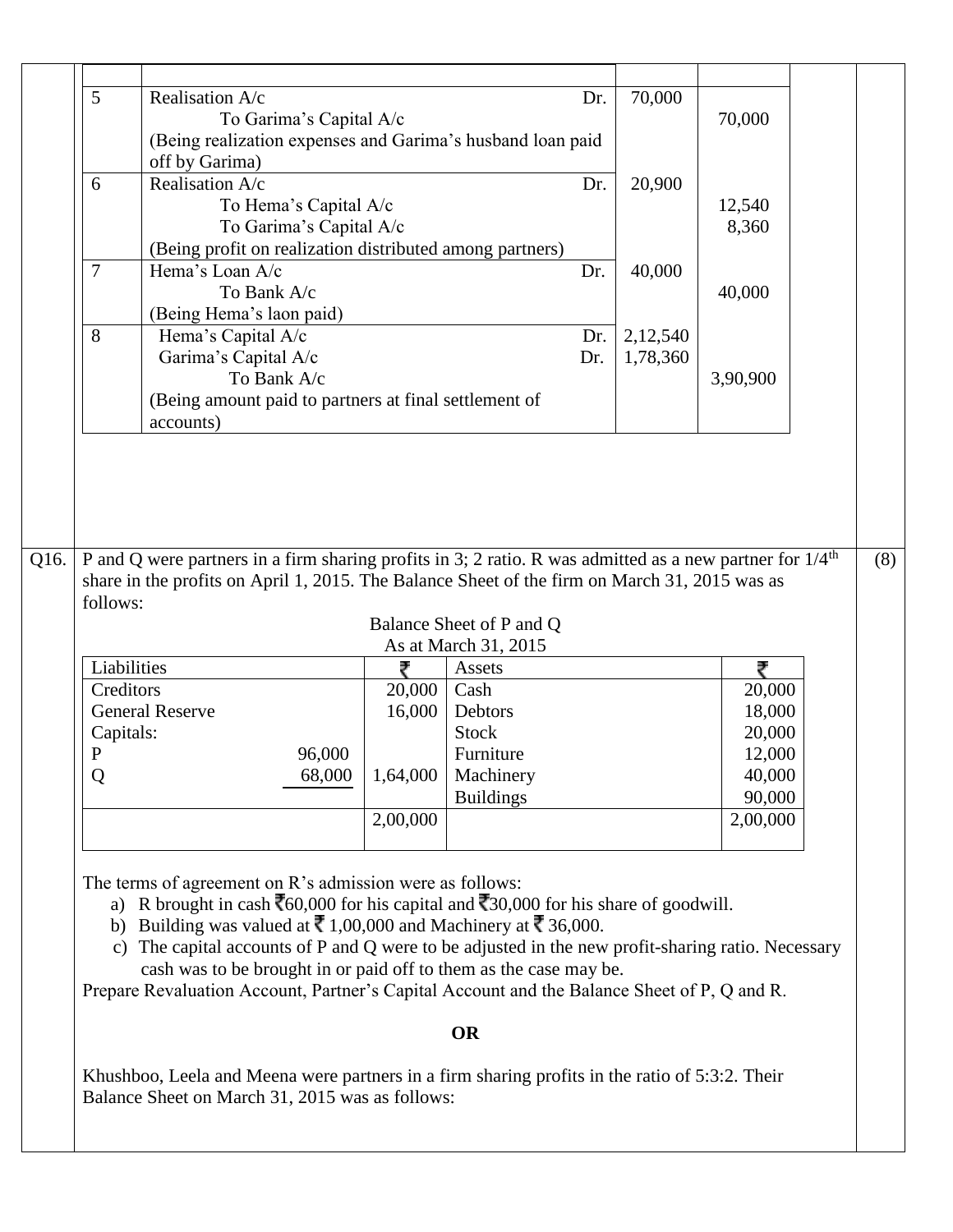| | | | |
|---|---|---|---|
| 5 | Realisation A/c Dr.<br>To Garima's Capital A/c<br>(Being realization expenses and Garima's husband loan paid off by Garima) | 70,000 | 70,000 |
| 6 | Realisation A/c Dr.<br>To Hema's Capital A/c<br>To Garima's Capital A/c<br>(Being profit on realization distributed among partners) | 20,900 | 12,540<br>8,360 |
| 7 | Hema's Loan A/c Dr.<br>To Bank A/c<br>(Being Hema's laon paid) | 40,000 | 40,000 |
| 8 | Hema's Capital A/c Dr.<br>Garima's Capital A/c Dr.<br>To Bank A/c<br>(Being amount paid to partners at final settlement of accounts) | 2,12,540<br>1,78,360 | 3,90,900 |

**Q16.** P and Q were partners in a firm sharing profits in 3; 2 ratio. R was admitted as a new partner for 1/4[th] share in the profits on April 1, 2015. The Balance Sheet of the firm on March 31, 2015 was as follows: **(8)**

Balance Sheet of P and Q
As at March 31, 2015

| Liabilities | | ₹ | Assets | ₹ |
|---|---|---|---|---|
| Creditors | | 20,000 | Cash | 20,000 |
| General Reserve | | 16,000 | Debtors | 18,000 |
| Capitals: | | | Stock | 20,000 |
| P | 96,000 | | Furniture | 12,000 |
| Q | 68,000 | 1,64,000 | Machinery | 40,000 |
| | | | Buildings | 90,000 |
| | | 2,00,000 | | 2,00,000 |

The terms of agreement on R's admission were as follows:

a) R brought in cash ₹60,000 for his capital and ₹30,000 for his share of goodwill.
b) Building was valued at ₹ 1,00,000 and Machinery at ₹ 36,000.
c) The capital accounts of P and Q were to be adjusted in the new profit-sharing ratio. Necessary cash was to be brought in or paid off to them as the case may be.

Prepare Revaluation Account, Partner's Capital Account and the Balance Sheet of P, Q and R.

**OR**

Khushboo, Leela and Meena were partners in a firm sharing profits in the ratio of 5:3:2. Their Balance Sheet on March 31, 2015 was as follows: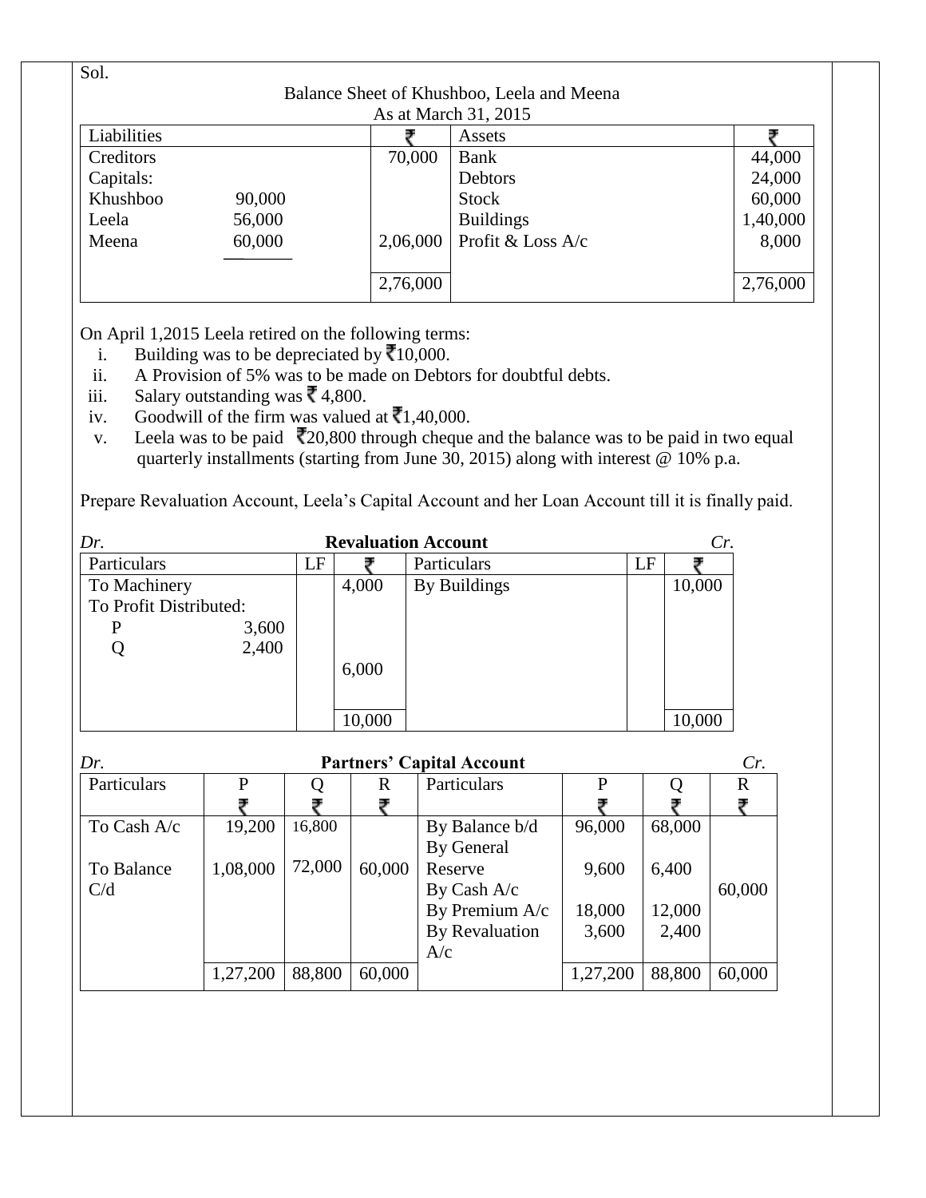Sol.

Balance Sheet of Khushboo, Leela and Meena
As at March 31, 2015

| Liabilities | | ₹ | Assets | ₹ |
|---|---|---|---|---|
| Creditors | | 70,000 | Bank | 44,000 |
| Capitals: | | | Debtors | 24,000 |
| Khushboo | 90,000 | | Stock | 60,000 |
| Leela | 56,000 | | Buildings | 1,40,000 |
| Meena | 60,000 | 2,06,000 | Profit & Loss A/c | 8,000 |
| | | 2,76,000 | | 2,76,000 |

On April 1,2015 Leela retired on the following terms:

i. Building was to be depreciated by ₹10,000.
ii. A Provision of 5% was to be made on Debtors for doubtful debts.
iii. Salary outstanding was ₹ 4,800.
iv. Goodwill of the firm was valued at ₹1,40,000.
v. Leela was to be paid ₹20,800 through cheque and the balance was to be paid in two equal quarterly installments (starting from June 30, 2015) along with interest @ 10% p.a.

Prepare Revaluation Account, Leela's Capital Account and her Loan Account till it is finally paid.

*Dr.* **Revaluation Account** *Cr.*

| Particulars | | LF | ₹ | Particulars | LF | ₹ |
|---|---|---|---|---|---|---|
| To Machinery | | | 4,000 | By Buildings | | 10,000 |
| To Profit Distributed: | | | | | | |
| P | 3,600 | | | | | |
| Q | 2,400 | | 6,000 | | | |
| | | | 10,000 | | | 10,000 |

*Dr.* **Partners' Capital Account** *Cr.*

| Particulars | P ₹ | Q ₹ | R ₹ | Particulars | P ₹ | Q ₹ | R ₹ |
|---|---|---|---|---|---|---|---|
| To Cash A/c | 19,200 | 16,800 | | By Balance b/d | 96,000 | 68,000 | |
| To Balance C/d | 1,08,000 | 72,000 | 60,000 | By General Reserve | 9,600 | 6,400 | |
| | | | | By Cash A/c | | | 60,000 |
| | | | | By Premium A/c | 18,000 | 12,000 | |
| | | | | By Revaluation A/c | 3,600 | 2,400 | |
| | 1,27,200 | 88,800 | 60,000 | | 1,27,200 | 88,800 | 60,000 |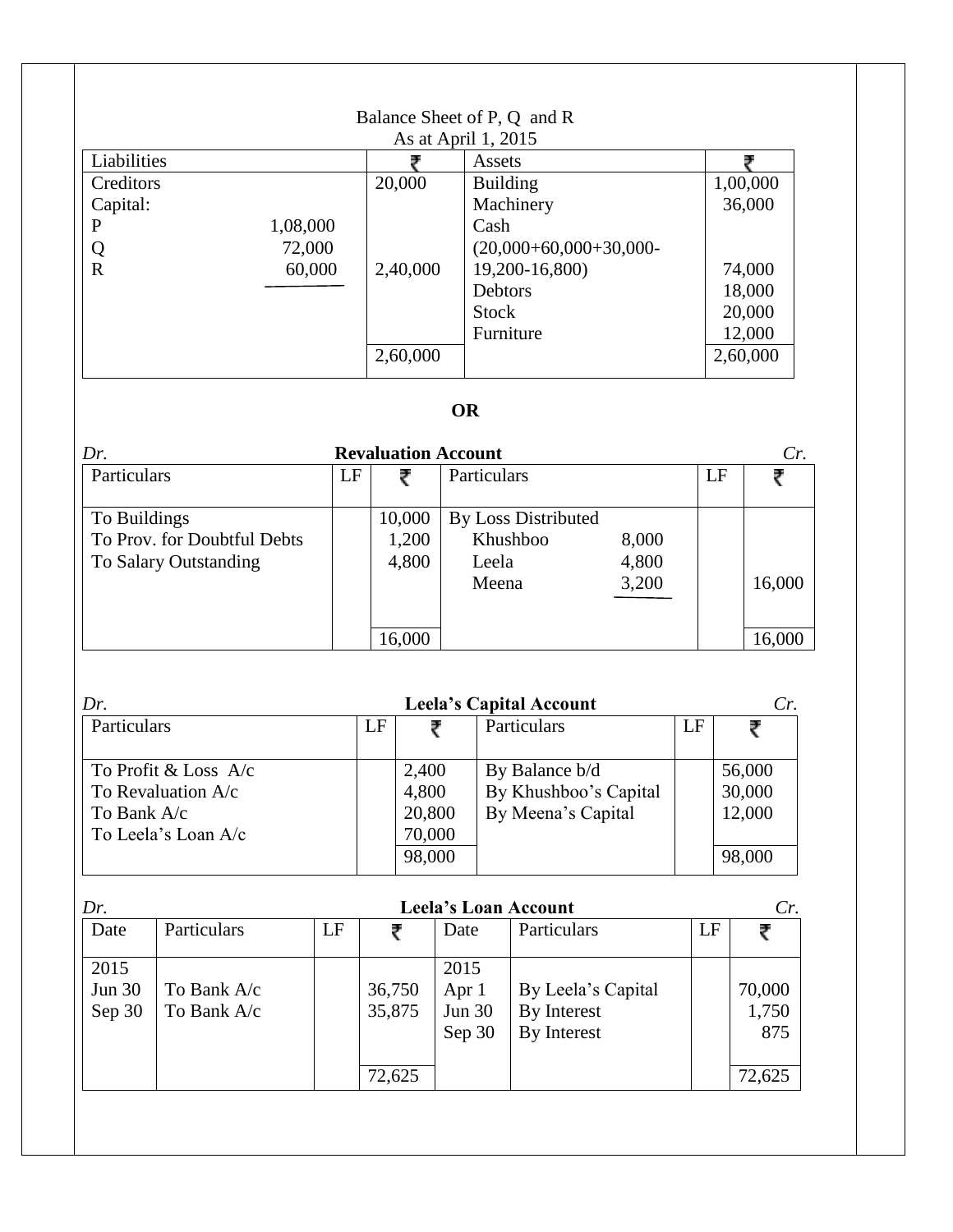Balance Sheet of P, Q and R
As at April 1, 2015

| Liabilities | | ₹ | Assets | ₹ |
|---|---|---|---|---|
| Creditors | | 20,000 | Building | 1,00,000 |
| Capital: | | | Machinery | 36,000 |
| P | 1,08,000 | | Cash (20,000+60,000+30,000-19,200-16,800) | 74,000 |
| Q | 72,000 | | Debtors | 18,000 |
| R | 60,000 | 2,40,000 | Stock | 20,000 |
| | | | Furniture | 12,000 |
| | | 2,60,000 | | 2,60,000 |

**OR**

*Dr.* **Revaluation Account** *Cr.*

| Particulars | LF | ₹ | Particulars | | LF | ₹ |
|---|---|---|---|---|---|---|
| To Buildings | | 10,000 | By Loss Distributed | | | |
| To Prov. for Doubtful Debts | | 1,200 | Khushboo | 8,000 | | |
| To Salary Outstanding | | 4,800 | Leela | 4,800 | | |
| | | | Meena | 3,200 | | 16,000 |
| | | 16,000 | | | | 16,000 |

*Dr.* **Leela's Capital Account** *Cr.*

| Particulars | LF | ₹ | Particulars | LF | ₹ |
|---|---|---|---|---|---|
| To Profit & Loss A/c | | 2,400 | By Balance b/d | | 56,000 |
| To Revaluation A/c | | 4,800 | By Khushboo's Capital | | 30,000 |
| To Bank A/c | | 20,800 | By Meena's Capital | | 12,000 |
| To Leela's Loan A/c | | 70,000 | | | |
| | | 98,000 | | | 98,000 |

*Dr.* **Leela's Loan Account** *Cr.*

| Date | Particulars | LF | ₹ | Date | Particulars | LF | ₹ |
|---|---|---|---|---|---|---|---|
| 2015 | | | | 2015 | | | |
| Jun 30 | To Bank A/c | | 36,750 | Apr 1 | By Leela's Capital | | 70,000 |
| Sep 30 | To Bank A/c | | 35,875 | Jun 30 | By Interest | | 1,750 |
| | | | | Sep 30 | By Interest | | 875 |
| | | | 72,625 | | | | 72,625 |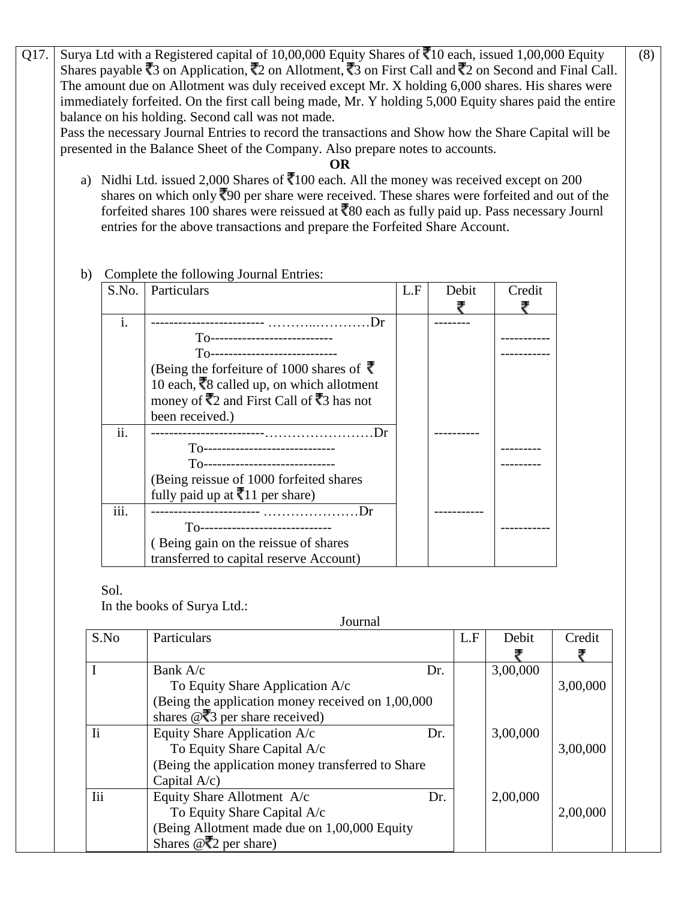Q17. Surya Ltd with a Registered capital of 10,00,000 Equity Shares of ₹10 each, issued 1,00,000 Equity Shares payable ₹3 on Application, ₹2 on Allotment, ₹3 on First Call and ₹2 on Second and Final Call. The amount due on Allotment was duly received except Mr. X holding 6,000 shares. His shares were immediately forfeited. On the first call being made, Mr. Y holding 5,000 Equity shares paid the entire balance on his holding. Second call was not made.
Pass the necessary Journal Entries to record the transactions and Show how the Share Capital will be presented in the Balance Sheet of the Company. Also prepare notes to accounts. (8)

**OR**

a) Nidhi Ltd. issued 2,000 Shares of ₹100 each. All the money was received except on 200 shares on which only ₹90 per share were received. These shares were forfeited and out of the forfeited shares 100 shares were reissued at ₹80 each as fully paid up. Pass necessary Journl entries for the above transactions and prepare the Forfeited Share Account.

b) Complete the following Journal Entries:

| S.No. | Particulars | L.F | Debit ₹ | Credit ₹ |
|---|---|---|---|---|
| i. | ------------------------ ………..…………Dr<br>To---------------------------<br>To----------------------------<br>(Being the forfeiture of 1000 shares of ₹ 10 each, ₹8 called up, on which allotment money of ₹2 and First Call of ₹3 has not been received.) | | -------- | <br>-----------<br>----------- |
| ii. | ------------------------……………………Dr<br>To-----------------------------<br>To-----------------------------<br>(Being reissue of 1000 forfeited shares fully paid up at ₹11 per share) | | ---------- | <br>---------<br>--------- |
| iii. | ------------------------ …………………Dr<br>To-----------------------------<br>( Being gain on the reissue of shares transferred to capital reserve Account) | | ----------- | <br>----------- |

Sol.
In the books of Surya Ltd.:

Journal

| S.No | Particulars | L.F | Debit ₹ | Credit ₹ |
|---|---|---|---|---|
| I | Bank A/c Dr.<br>To Equity Share Application A/c<br>(Being the application money received on 1,00,000 shares @₹3 per share received) | | 3,00,000 | <br>3,00,000 |
| Ii | Equity Share Application A/c Dr.<br>To Equity Share Capital A/c<br>(Being the application money transferred to Share Capital A/c) | | 3,00,000 | <br>3,00,000 |
| Iii | Equity Share Allotment A/c Dr.<br>To Equity Share Capital A/c<br>(Being Allotment made due on 1,00,000 Equity Shares @₹2 per share) | | 2,00,000 | <br>2,00,000 |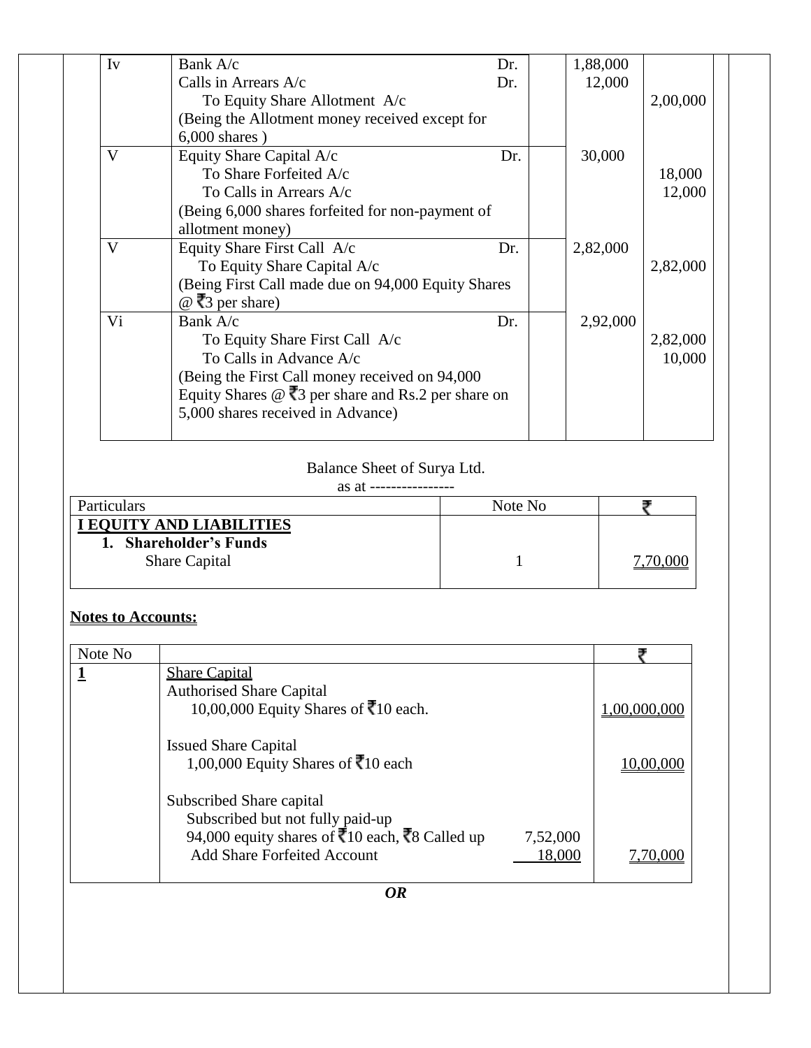| | | | |
|---|---|---|---|
| Iv | Bank A/c Dr.<br>Calls in Arrears A/c Dr.<br>To Equity Share Allotment A/c<br>(Being the Allotment money received except for 6,000 shares ) | 1,88,000<br>12,000 | <br><br>2,00,000 |
| V | Equity Share Capital A/c Dr.<br>To Share Forfeited A/c<br>To Calls in Arrears A/c<br>(Being 6,000 shares forfeited for non-payment of allotment money) | 30,000 | <br>18,000<br>12,000 |
| V | Equity Share First Call A/c Dr.<br>To Equity Share Capital A/c<br>(Being First Call made due on 94,000 Equity Shares @ ₹3 per share) | 2,82,000 | <br>2,82,000 |
| Vi | Bank A/c Dr.<br>To Equity Share First Call A/c<br>To Calls in Advance A/c<br>(Being the First Call money received on 94,000 Equity Shares @ ₹3 per share and Rs.2 per share on 5,000 shares received in Advance) | 2,92,000 | <br>2,82,000<br>10,000 |

Balance Sheet of Surya Ltd.
as at ----------------

| Particulars | Note No | ₹ |
|---|---|---|
| **I EQUITY AND LIABILITIES** | | |
| **1. Shareholder's Funds** | | |
| Share Capital | 1 | 7,70,000 |

**Notes to Accounts:**

| Note No | | | ₹ |
|---|---|---|---|
| **1** | Share Capital | | |
| | Authorised Share Capital | | |
| | 10,00,000 Equity Shares of ₹10 each. | | 1,00,000,000 |
| | Issued Share Capital | | |
| | 1,00,000 Equity Shares of ₹10 each | | 10,00,000 |
| | Subscribed Share capital | | |
| | Subscribed but not fully paid-up | | |
| | 94,000 equity shares of ₹10 each, ₹8 Called up | 7,52,000 | |
| | Add Share Forfeited Account | 18,000 | 7,70,000 |

***OR***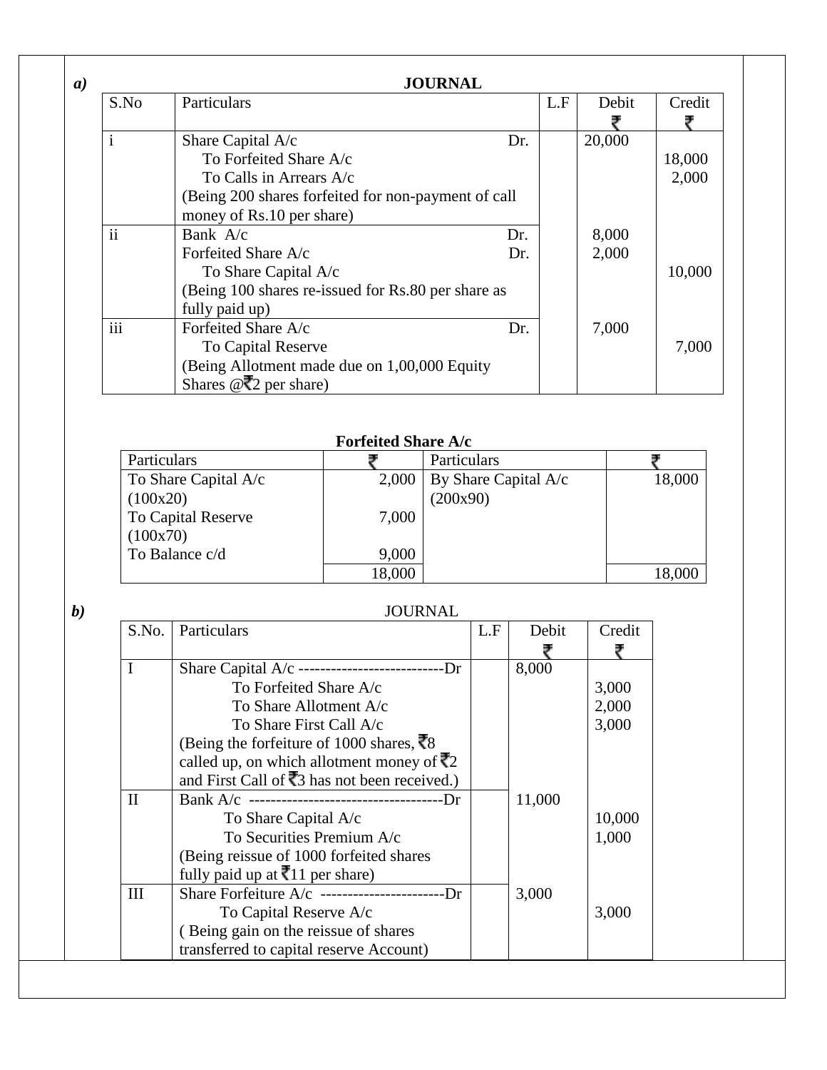***a)*** **JOURNAL**

| S.No | Particulars | L.F | Debit ₹ | Credit ₹ |
|---|---|---|---|---|
| i | Share Capital A/c Dr.<br>To Forfeited Share A/c<br>To Calls in Arrears A/c<br>(Being 200 shares forfeited for non-payment of call money of Rs.10 per share) | | 20,000 | <br>18,000<br>2,000 |
| ii | Bank A/c Dr.<br>Forfeited Share A/c Dr.<br>To Share Capital A/c<br>(Being 100 shares re-issued for Rs.80 per share as fully paid up) | | 8,000<br>2,000 | <br><br>10,000 |
| iii | Forfeited Share A/c Dr.<br>To Capital Reserve<br>(Being Allotment made due on 1,00,000 Equity Shares @₹2 per share) | | 7,000 | <br>7,000 |

**Forfeited Share A/c**

| Particulars | ₹ | Particulars | ₹ |
|---|---|---|---|
| To Share Capital A/c (100x20) | 2,000 | By Share Capital A/c (200x90) | 18,000 |
| To Capital Reserve (100x70) | 7,000 | | |
| To Balance c/d | 9,000 | | |
| | 18,000 | | 18,000 |

***b)*** JOURNAL

| S.No. | Particulars | L.F | Debit ₹ | Credit ₹ |
|---|---|---|---|---|
| I | Share Capital A/c ---------------------------Dr<br>To Forfeited Share A/c<br>To Share Allotment A/c<br>To Share First Call A/c<br>(Being the forfeiture of 1000 shares, ₹8 called up, on which allotment money of ₹2 and First Call of ₹3 has not been received.) | | 8,000 | <br>3,000<br>2,000<br>3,000 |
| II | Bank A/c ------------------------------------Dr<br>To Share Capital A/c<br>To Securities Premium A/c<br>(Being reissue of 1000 forfeited shares fully paid up at ₹11 per share) | | 11,000 | <br>10,000<br>1,000 |
| III | Share Forfeiture A/c -----------------------Dr<br>To Capital Reserve A/c<br>( Being gain on the reissue of shares transferred to capital reserve Account) | | 3,000 | <br>3,000 |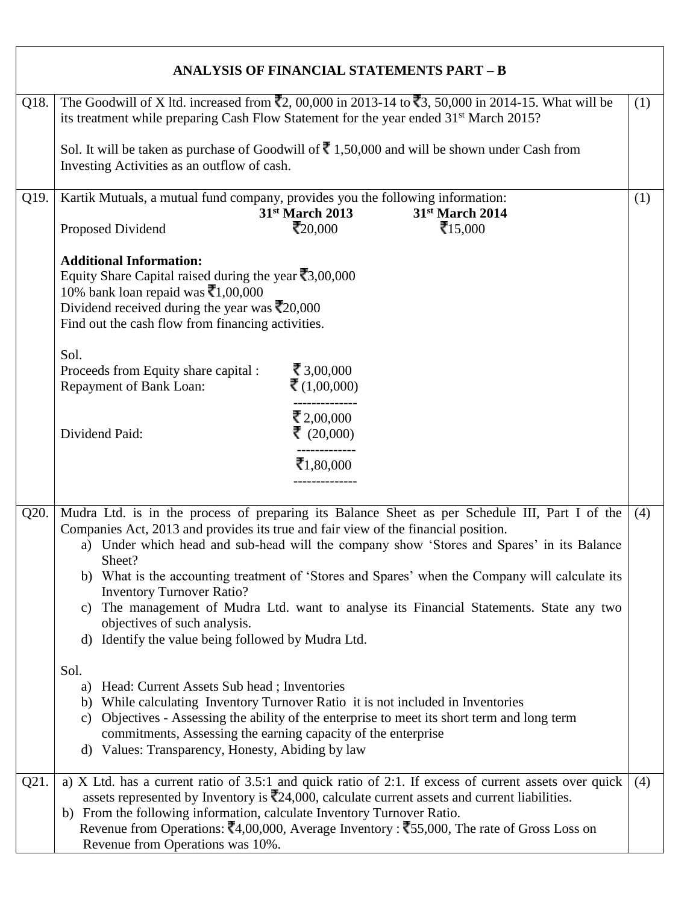## ANALYSIS OF FINANCIAL STATEMENTS PART – B

**Q18.** The Goodwill of X ltd. increased from ₹2, 00,000 in 2013-14 to ₹3, 50,000 in 2014-15. What will be its treatment while preparing Cash Flow Statement for the year ended 31st March 2015? **(1)**

Sol. It will be taken as purchase of Goodwill of ₹ 1,50,000 and will be shown under Cash from Investing Activities as an outflow of cash.

**Q19.** Kartik Mutuals, a mutual fund company, provides you the following information: **(1)**

| | 31st March 2013 | 31st March 2014 |
|---|---|---|
| Proposed Dividend | ₹20,000 | ₹15,000 |

**Additional Information:**

Equity Share Capital raised during the year ₹3,00,000

10% bank loan repaid was ₹1,00,000

Dividend received during the year was ₹20,000

Find out the cash flow from financing activities.

Sol.

| | |
|---|---|
| Proceeds from Equity share capital : | ₹ 3,00,000 |
| Repayment of Bank Loan: | ₹ (1,00,000) |
| | ₹ 2,00,000 |
| Dividend Paid: | ₹ (20,000) |
| | ₹1,80,000 |

**Q20.** Mudra Ltd. is in the process of preparing its Balance Sheet as per Schedule III, Part I of the Companies Act, 2013 and provides its true and fair view of the financial position. **(4)**

a) Under which head and sub-head will the company show 'Stores and Spares' in its Balance Sheet?

b) What is the accounting treatment of 'Stores and Spares' when the Company will calculate its Inventory Turnover Ratio?

c) The management of Mudra Ltd. want to analyse its Financial Statements. State any two objectives of such analysis.

d) Identify the value being followed by Mudra Ltd.

Sol.

a) Head: Current Assets Sub head ; Inventories

b) While calculating Inventory Turnover Ratio it is not included in Inventories

c) Objectives - Assessing the ability of the enterprise to meet its short term and long term commitments, Assessing the earning capacity of the enterprise

d) Values: Transparency, Honesty, Abiding by law

**Q21.** **(4)**

a) X Ltd. has a current ratio of 3.5:1 and quick ratio of 2:1. If excess of current assets over quick assets represented by Inventory is ₹24,000, calculate current assets and current liabilities.

b) From the following information, calculate Inventory Turnover Ratio.
Revenue from Operations: ₹4,00,000, Average Inventory : ₹55,000, The rate of Gross Loss on Revenue from Operations was 10%.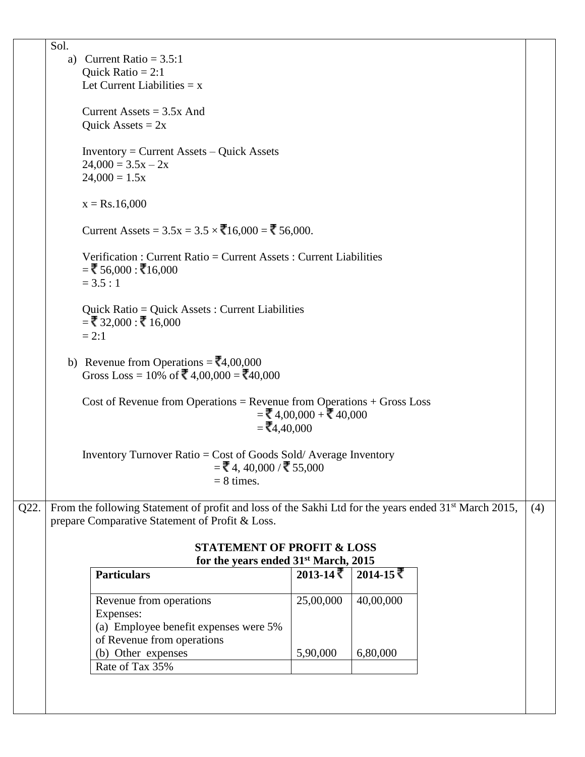Sol.

a) Current Ratio = 3.5:1

Quick Ratio = 2:1

Let Current Liabilities = x

Current Assets = 3.5x And

Quick Assets = 2x

Inventory = Current Assets – Quick Assets

24,000 = 3.5x – 2x

24,000 = 1.5x

x = Rs.16,000

Current Assets = 3.5x = 3.5 × ₹16,000 = ₹ 56,000.

Verification : Current Ratio = Current Assets : Current Liabilities

= ₹ 56,000 : ₹16,000

= 3.5 : 1

Quick Ratio = Quick Assets : Current Liabilities

= ₹ 32,000 : ₹ 16,000

= 2:1

b) Revenue from Operations = ₹4,00,000

Gross Loss = 10% of ₹ 4,00,000 = ₹40,000

Cost of Revenue from Operations = Revenue from Operations + Gross Loss

= ₹ 4,00,000 + ₹ 40,000

= ₹4,40,000

Inventory Turnover Ratio = Cost of Goods Sold/ Average Inventory

= ₹ 4, 40,000 / ₹ 55,000

= 8 times.

**Q22.** From the following Statement of profit and loss of the Sakhi Ltd for the years ended 31st March 2015, prepare Comparative Statement of Profit & Loss. **(4)**

**STATEMENT OF PROFIT & LOSS**
**for the years ended 31st March, 2015**

| Particulars | 2013-14 ₹ | 2014-15 ₹ |
|---|---|---|
| Revenue from operations | 25,00,000 | 40,00,000 |
| Expenses: | | |
| (a) Employee benefit expenses were 5% of Revenue from operations | | |
| (b) Other expenses | 5,90,000 | 6,80,000 |
| Rate of Tax 35% | | |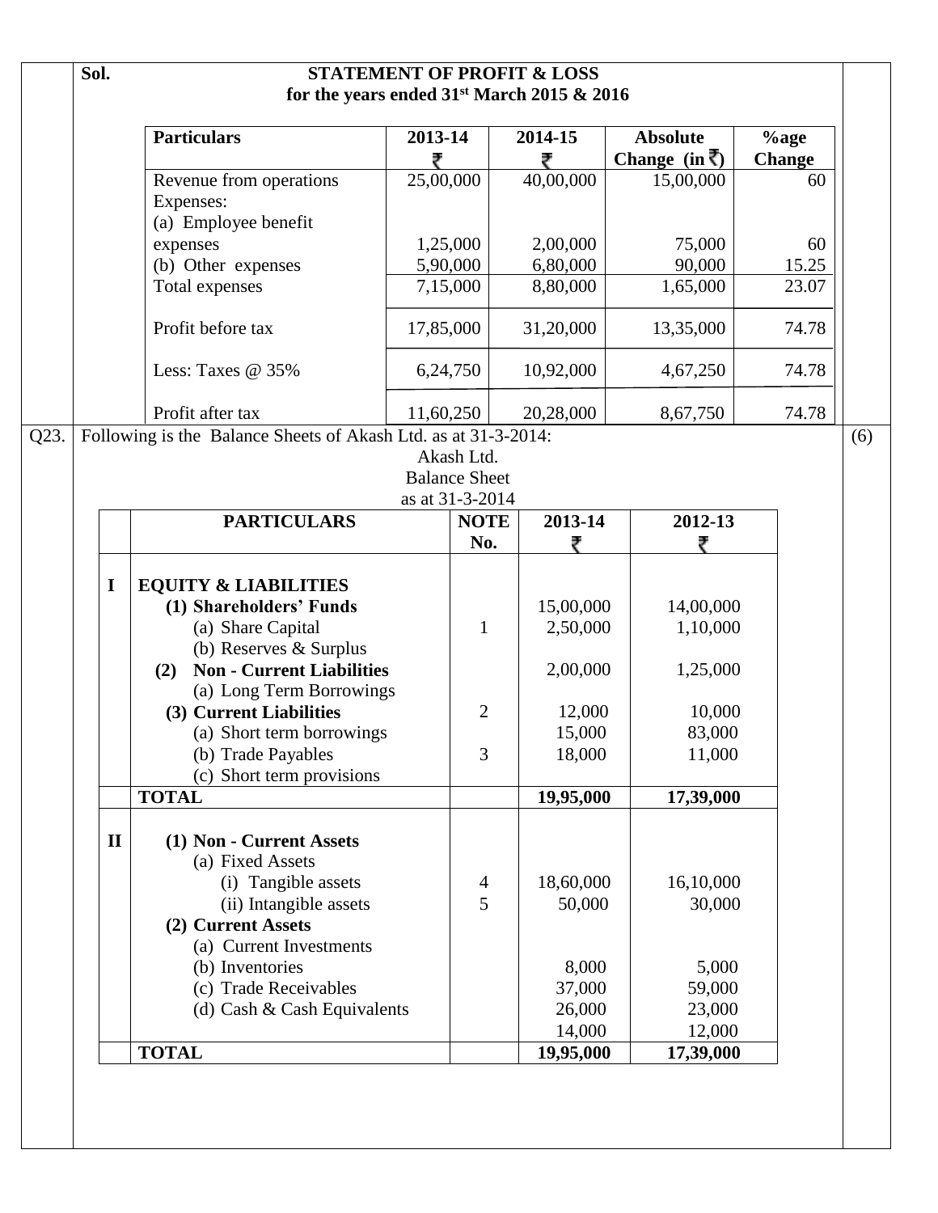**Sol.**

**STATEMENT OF PROFIT & LOSS**
**for the years ended 31st March 2015 & 2016**

| Particulars | 2013-14 ₹ | 2014-15 ₹ | Absolute Change (in ₹) | %age Change |
|---|---|---|---|---|
| Revenue from operations | 25,00,000 | 40,00,000 | 15,00,000 | 60 |
| Expenses: | | | | |
| (a) Employee benefit expenses | 1,25,000 | 2,00,000 | 75,000 | 60 |
| (b) Other expenses | 5,90,000 | 6,80,000 | 90,000 | 15.25 |
| Total expenses | 7,15,000 | 8,80,000 | 1,65,000 | 23.07 |
| Profit before tax | 17,85,000 | 31,20,000 | 13,35,000 | 74.78 |
| Less: Taxes @ 35% | 6,24,750 | 10,92,000 | 4,67,250 | 74.78 |
| Profit after tax | 11,60,250 | 20,28,000 | 8,67,750 | 74.78 |

**Q23.** Following is the Balance Sheets of Akash Ltd. as at 31-3-2014: **(6)**

Akash Ltd.
Balance Sheet
as at 31-3-2014

| | PARTICULARS | NOTE No. | 2013-14 ₹ | 2012-13 ₹ |
|---|---|---|---|---|
| **I** | **EQUITY & LIABILITIES** | | | |
| | **(1) Shareholders' Funds** | | 15,00,000 | 14,00,000 |
| | (a) Share Capital | 1 | 2,50,000 | 1,10,000 |
| | (b) Reserves & Surplus | | | |
| | **(2) Non - Current Liabilities** | | 2,00,000 | 1,25,000 |
| | (a) Long Term Borrowings | | | |
| | **(3) Current Liabilities** | 2 | 12,000 | 10,000 |
| | (a) Short term borrowings | | 15,000 | 83,000 |
| | (b) Trade Payables | 3 | 18,000 | 11,000 |
| | (c) Short term provisions | | | |
| | **TOTAL** | | **19,95,000** | **17,39,000** |
| **II** | **(1) Non - Current Assets** | | | |
| | (a) Fixed Assets | | | |
| | (i) Tangible assets | 4 | 18,60,000 | 16,10,000 |
| | (ii) Intangible assets | 5 | 50,000 | 30,000 |
| | **(2) Current Assets** | | | |
| | (a) Current Investments | | | |
| | (b) Inventories | | 8,000 | 5,000 |
| | (c) Trade Receivables | | 37,000 | 59,000 |
| | (d) Cash & Cash Equivalents | | 26,000 | 23,000 |
| | | | 14,000 | 12,000 |
| | **TOTAL** | | **19,95,000** | **17,39,000** |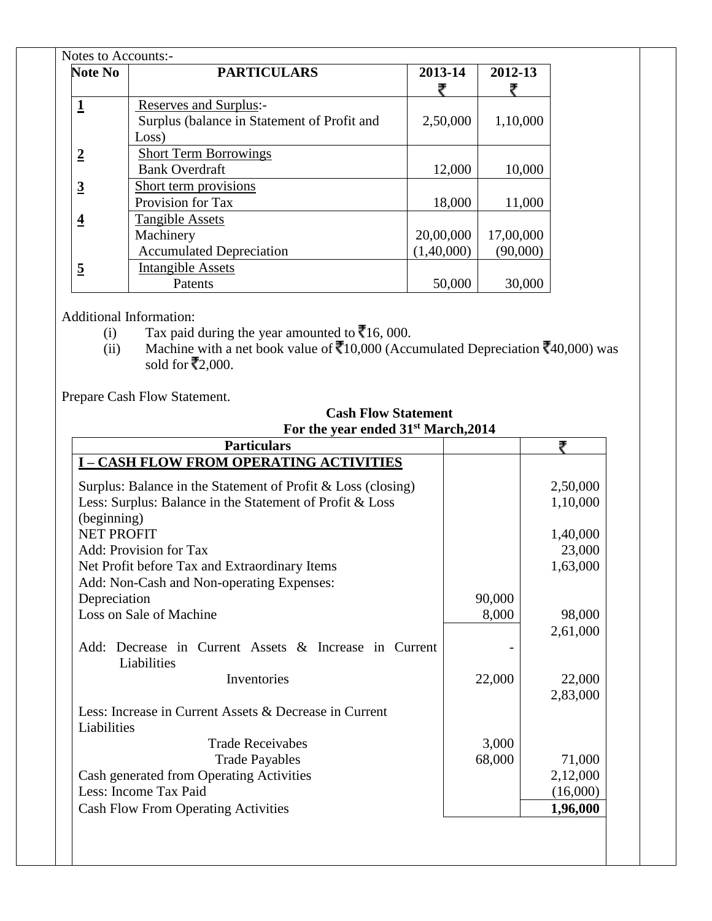Notes to Accounts:-

| Note No | PARTICULARS | 2013-14 ₹ | 2012-13 ₹ |
|---|---|---|---|
| **1** | Reserves and Surplus:- Surplus (balance in Statement of Profit and Loss) | 2,50,000 | 1,10,000 |
| **2** | Short Term Borrowings Bank Overdraft | 12,000 | 10,000 |
| **3** | Short term provisions Provision for Tax | 18,000 | 11,000 |
| **4** | Tangible Assets Machinery | 20,00,000 | 17,00,000 |
| | Accumulated Depreciation | (1,40,000) | (90,000) |
| **5** | Intangible Assets Patents | 50,000 | 30,000 |

Additional Information:

(i) Tax paid during the year amounted to ₹16, 000.

(ii) Machine with a net book value of ₹10,000 (Accumulated Depreciation ₹40,000) was sold for ₹2,000.

Prepare Cash Flow Statement.

**Cash Flow Statement**
**For the year ended 31st March,2014**

| Particulars | | ₹ |
|---|---|---|
| **I – CASH FLOW FROM OPERATING ACTIVITIES** | | |
| Surplus: Balance in the Statement of Profit & Loss (closing) | | 2,50,000 |
| Less: Surplus: Balance in the Statement of Profit & Loss (beginning) | | 1,10,000 |
| NET PROFIT | | 1,40,000 |
| Add: Provision for Tax | | 23,000 |
| Net Profit before Tax and Extraordinary Items | | 1,63,000 |
| Add: Non-Cash and Non-operating Expenses: | | |
| Depreciation | 90,000 | |
| Loss on Sale of Machine | 8,000 | 98,000 |
| | | 2,61,000 |
| Add: Decrease in Current Assets & Increase in Current Liabilities | - | |
| Inventories | 22,000 | 22,000 |
| | | 2,83,000 |
| Less: Increase in Current Assets & Decrease in Current Liabilities | | |
| Trade Receivabes | 3,000 | |
| Trade Payables | 68,000 | 71,000 |
| Cash generated from Operating Activities | | 2,12,000 |
| Less: Income Tax Paid | | (16,000) |
| Cash Flow From Operating Activities | | **1,96,000** |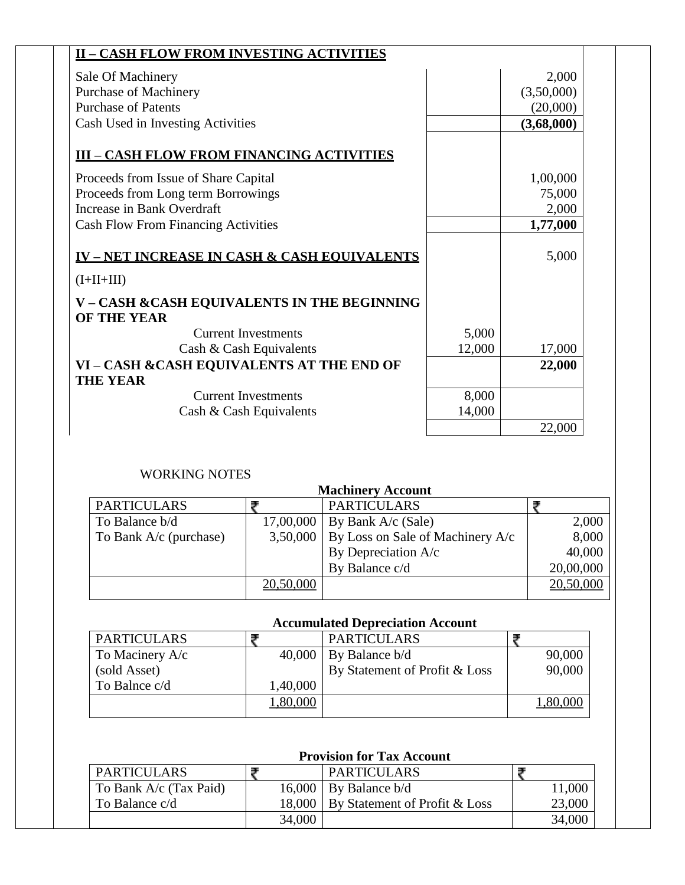| **II – CASH FLOW FROM INVESTING ACTIVITIES** | | |
|---|---|---|
| Sale Of Machinery | | 2,000 |
| Purchase of Machinery | | (3,50,000) |
| Purchase of Patents | | (20,000) |
| Cash Used in Investing Activities | | **(3,68,000)** |
| **III – CASH FLOW FROM FINANCING ACTIVITIES** | | |
| Proceeds from Issue of Share Capital | | 1,00,000 |
| Proceeds from Long term Borrowings | | 75,000 |
| Increase in Bank Overdraft | | 2,000 |
| Cash Flow From Financing Activities | | **1,77,000** |
| **IV – NET INCREASE IN CASH & CASH EQUIVALENTS** (I+II+III) | | 5,000 |
| **V – CASH &CASH EQUIVALENTS IN THE BEGINNING OF THE YEAR** | | |
| Current Investments | 5,000 | |
| Cash & Cash Equivalents | 12,000 | 17,000 |
| **VI – CASH &CASH EQUIVALENTS AT THE END OF THE YEAR** | | **22,000** |
| Current Investments | 8,000 | |
| Cash & Cash Equivalents | 14,000 | |
| | | 22,000 |

WORKING NOTES

**Machinery Account**

| PARTICULARS | ₹ | PARTICULARS | ₹ |
|---|---|---|---|
| To Balance b/d | 17,00,000 | By Bank A/c (Sale) | 2,000 |
| To Bank A/c (purchase) | 3,50,000 | By Loss on Sale of Machinery A/c | 8,000 |
| | | By Depreciation A/c | 40,000 |
| | | By Balance c/d | 20,00,000 |
| | 20,50,000 | | 20,50,000 |

**Accumulated Depreciation Account**

| PARTICULARS | ₹ | PARTICULARS | ₹ |
|---|---|---|---|
| To Macinery A/c (sold Asset) | 40,000 | By Balance b/d | 90,000 |
| | | By Statement of Profit & Loss | 90,000 |
| To Balnce c/d | 1,40,000 | | |
| | 1,80,000 | | 1,80,000 |

**Provision for Tax Account**

| PARTICULARS | ₹ | PARTICULARS | ₹ |
|---|---|---|---|
| To Bank A/c (Tax Paid) | 16,000 | By Balance b/d | 11,000 |
| To Balance c/d | 18,000 | By Statement of Profit & Loss | 23,000 |
| | 34,000 | | 34,000 |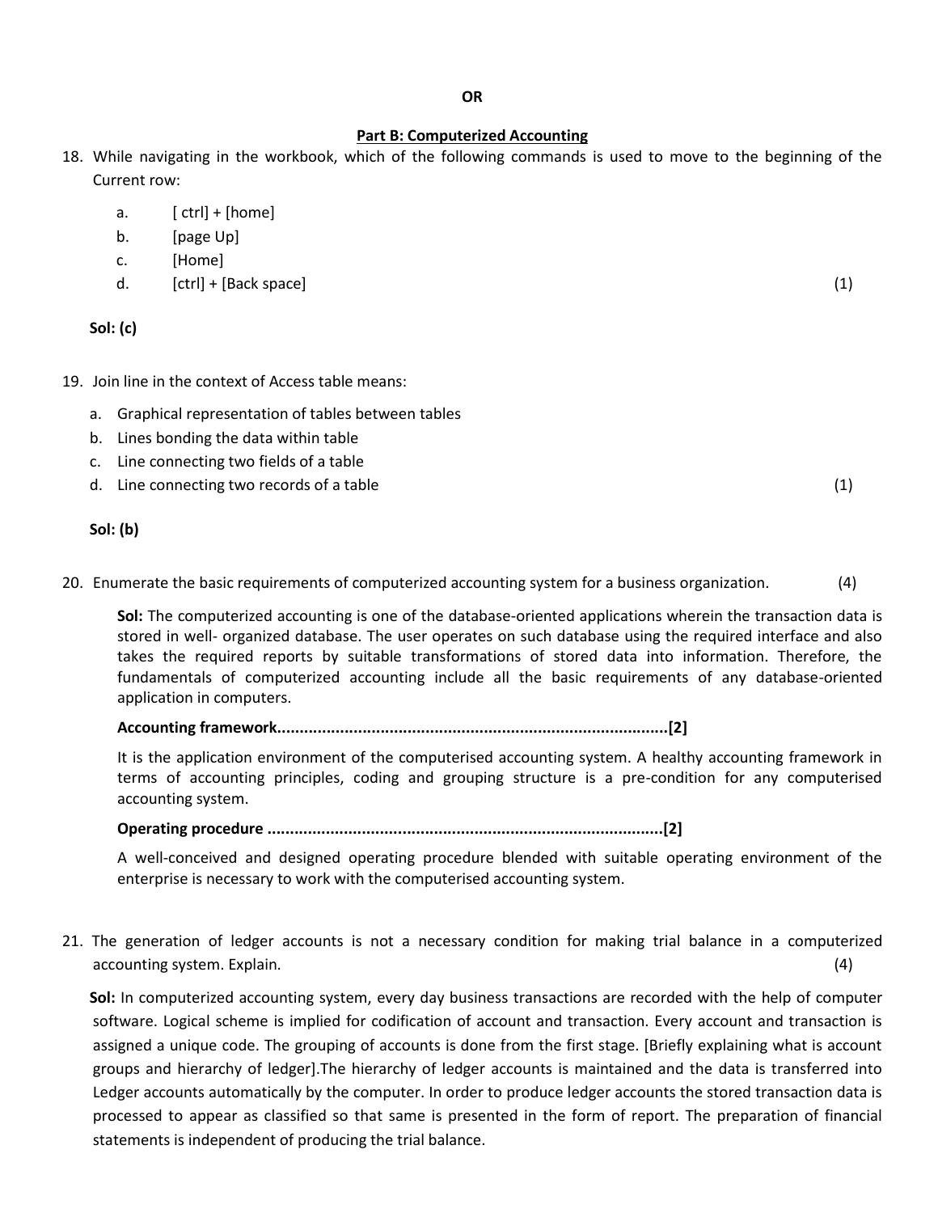**OR**

## Part B: Computerized Accounting

18. While navigating in the workbook, which of the following commands is used to move to the beginning of the Current row:

    a. [ ctrl] + [home]
    b. [page Up]
    c. [Home]
    d. [ctrl] + [Back space] (1)

    **Sol: (c)**

19. Join line in the context of Access table means:

    a. Graphical representation of tables between tables
    b. Lines bonding the data within table
    c. Line connecting two fields of a table
    d. Line connecting two records of a table (1)

    **Sol: (b)**

20. Enumerate the basic requirements of computerized accounting system for a business organization. (4)

    **Sol:** The computerized accounting is one of the database-oriented applications wherein the transaction data is stored in well- organized database. The user operates on such database using the required interface and also takes the required reports by suitable transformations of stored data into information. Therefore, the fundamentals of computerized accounting include all the basic requirements of any database-oriented application in computers.

    **Accounting framework......................................................................................[2]**

    It is the application environment of the computerised accounting system. A healthy accounting framework in terms of accounting principles, coding and grouping structure is a pre-condition for any computerised accounting system.

    **Operating procedure .......................................................................................[2]**

    A well-conceived and designed operating procedure blended with suitable operating environment of the enterprise is necessary to work with the computerised accounting system.

21. The generation of ledger accounts is not a necessary condition for making trial balance in a computerized accounting system. Explain. (4)

    **Sol:** In computerized accounting system, every day business transactions are recorded with the help of computer software. Logical scheme is implied for codification of account and transaction. Every account and transaction is assigned a unique code. The grouping of accounts is done from the first stage. [Briefly explaining what is account groups and hierarchy of ledger].The hierarchy of ledger accounts is maintained and the data is transferred into Ledger accounts automatically by the computer. In order to produce ledger accounts the stored transaction data is processed to appear as classified so that same is presented in the form of report. The preparation of financial statements is independent of producing the trial balance.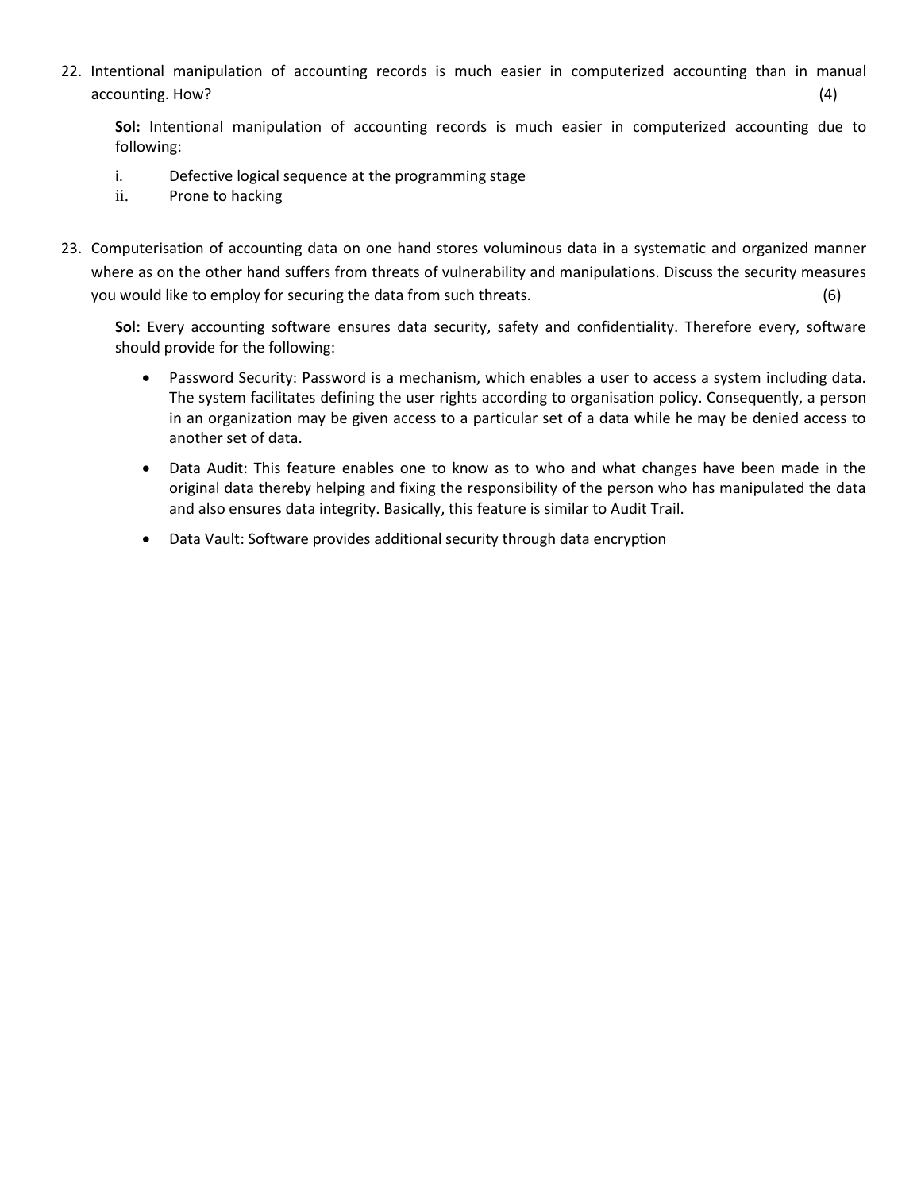22. Intentional manipulation of accounting records is much easier in computerized accounting than in manual accounting. How? (4)

**Sol:** Intentional manipulation of accounting records is much easier in computerized accounting due to following:

i. Defective logical sequence at the programming stage
ii. Prone to hacking

23. Computerisation of accounting data on one hand stores voluminous data in a systematic and organized manner where as on the other hand suffers from threats of vulnerability and manipulations. Discuss the security measures you would like to employ for securing the data from such threats. (6)

**Sol:** Every accounting software ensures data security, safety and confidentiality. Therefore every, software should provide for the following:

- Password Security: Password is a mechanism, which enables a user to access a system including data. The system facilitates defining the user rights according to organisation policy. Consequently, a person in an organization may be given access to a particular set of a data while he may be denied access to another set of data.
- Data Audit: This feature enables one to know as to who and what changes have been made in the original data thereby helping and fixing the responsibility of the person who has manipulated the data and also ensures data integrity. Basically, this feature is similar to Audit Trail.
- Data Vault: Software provides additional security through data encryption